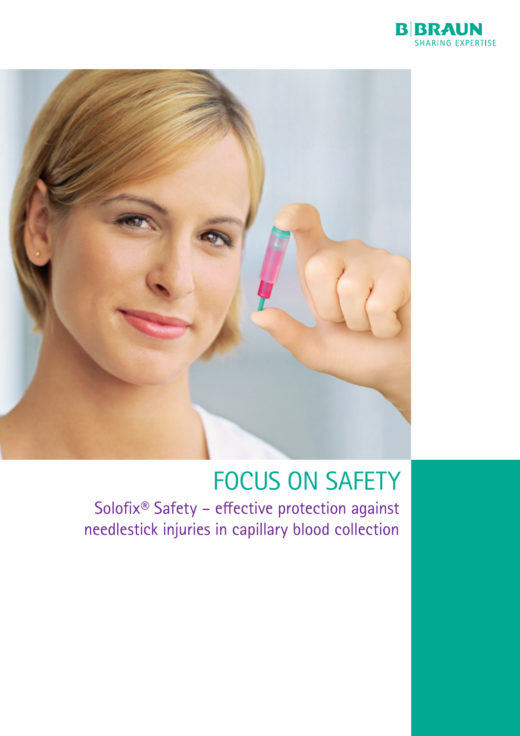B|BRAUN
SHARING EXPERTISE

# FOCUS ON SAFETY

## Solofix® Safety – effective protection against needlestick injuries in capillary blood collection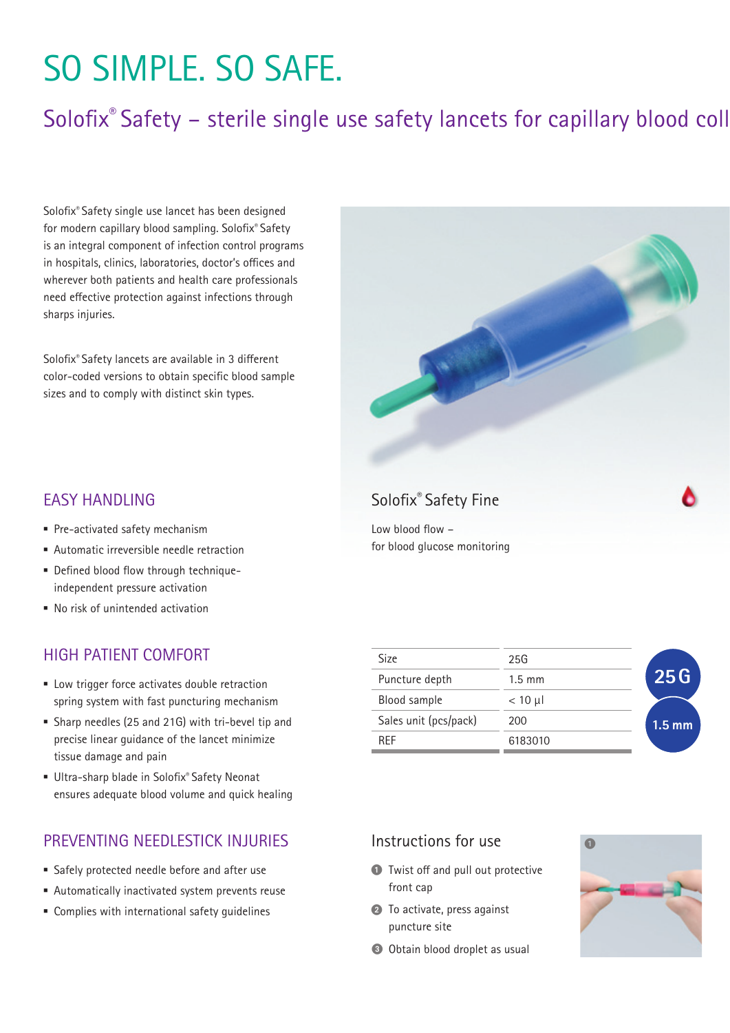# SO SIMPLE. SO SAFE.

## Solofix® Safety – sterile single use safety lancets for capillary blood coll

Solofix® Safety single use lancet has been designed for modern capillary blood sampling. Solofix® Safety is an integral component of infection control programs in hospitals, clinics, laboratories, doctor's offices and wherever both patients and health care professionals need effective protection against infections through sharps injuries.

Solofix® Safety lancets are available in 3 different color-coded versions to obtain specific blood sample sizes and to comply with distinct skin types.

### EASY HANDLING

- Pre-activated safety mechanism
- Automatic irreversible needle retraction
- Defined blood flow through technique-independent pressure activation
- No risk of unintended activation

### HIGH PATIENT COMFORT

- Low trigger force activates double retraction spring system with fast puncturing mechanism
- Sharp needles (25 and 21G) with tri-bevel tip and precise linear guidance of the lancet minimize tissue damage and pain
- Ultra-sharp blade in Solofix® Safety Neonat ensures adequate blood volume and quick healing

### PREVENTING NEEDLESTICK INJURIES

- Safely protected needle before and after use
- Automatically inactivated system prevents reuse
- Complies with international safety guidelines

### Solofix® Safety Fine

Low blood flow –
for blood glucose monitoring

| Size | 25G |
|---|---|
| Puncture depth | 1.5 mm |
| Blood sample | < 10 µl |
| Sales unit (pcs/pack) | 200 |
| REF | 6183010 |

25 G
1.5 mm

### Instructions for use

1. Twist off and pull out protective front cap
2. To activate, press against puncture site
3. Obtain blood droplet as usual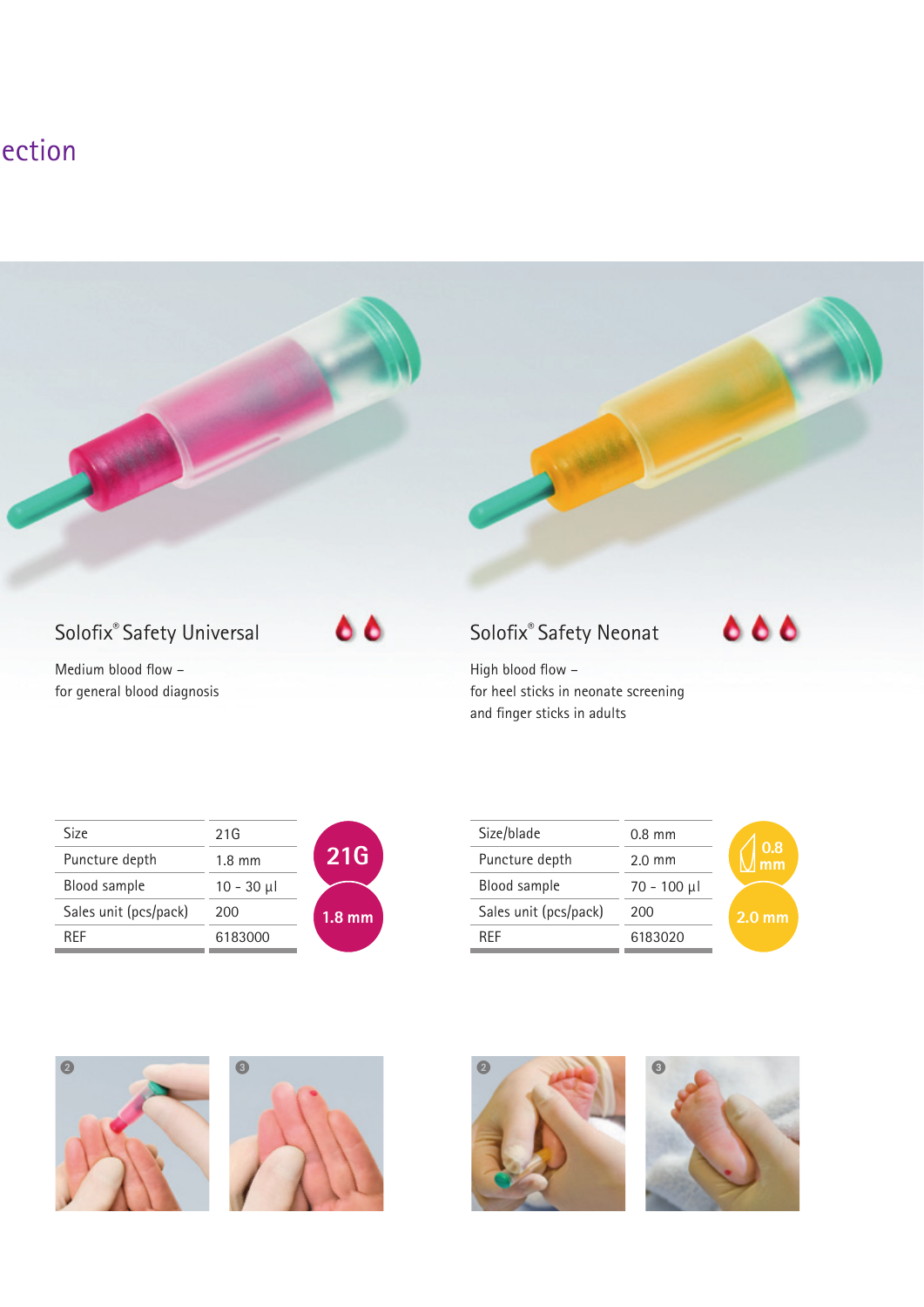ection

## Solofix® Safety Universal

Medium blood flow –
for general blood diagnosis

| Size | 21G |
|---|---|
| Puncture depth | 1.8 mm |
| Blood sample | 10 - 30 µl |
| Sales unit (pcs/pack) | 200 |
| REF | 6183000 |

21G

1.8 mm

## Solofix® Safety Neonat

High blood flow –
for heel sticks in neonate screening
and finger sticks in adults

| Size/blade | 0.8 mm |
|---|---|
| Puncture depth | 2.0 mm |
| Blood sample | 70 - 100 µl |
| Sales unit (pcs/pack) | 200 |
| REF | 6183020 |

0.8 mm

2.0 mm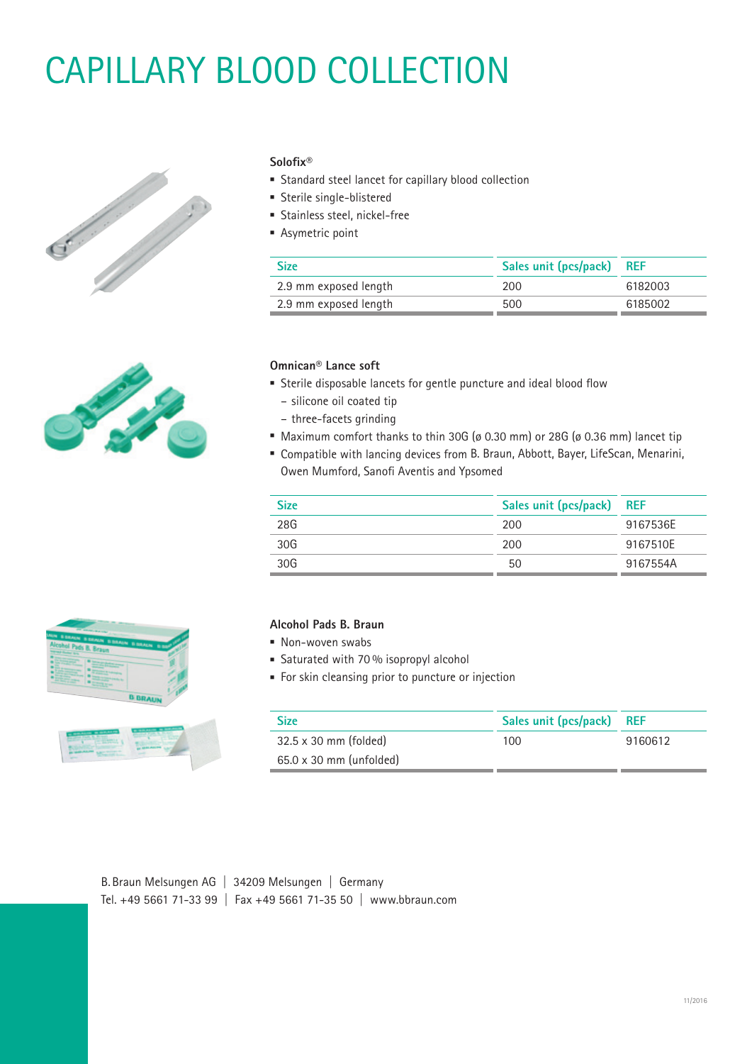# CAPILLARY BLOOD COLLECTION

### Solofix®

- Standard steel lancet for capillary blood collection
- Sterile single-blistered
- Stainless steel, nickel-free
- Asymetric point

| Size | Sales unit (pcs/pack) | REF |
|---|---|---|
| 2.9 mm exposed length | 200 | 6182003 |
| 2.9 mm exposed length | 500 | 6185002 |

### Omnican® Lance soft

- Sterile disposable lancets for gentle puncture and ideal blood flow
  - silicone oil coated tip
  - three-facets grinding
- Maximum comfort thanks to thin 30G (ø 0.30 mm) or 28G (ø 0.36 mm) lancet tip
- Compatible with lancing devices from B. Braun, Abbott, Bayer, LifeScan, Menarini, Owen Mumford, Sanofi Aventis and Ypsomed

| Size | Sales unit (pcs/pack) | REF |
|---|---|---|
| 28G | 200 | 9167536E |
| 30G | 200 | 9167510E |
| 30G | 50 | 9167554A |

### Alcohol Pads B. Braun

- Non-woven swabs
- Saturated with 70 % isopropyl alcohol
- For skin cleansing prior to puncture or injection

| Size | Sales unit (pcs/pack) | REF |
|---|---|---|
| 32.5 x 30 mm (folded) | 100 | 9160612 |
| 65.0 x 30 mm (unfolded) | | |

B. Braun Melsungen AG | 34209 Melsungen | Germany
Tel. +49 5661 71-33 99 | Fax +49 5661 71-35 50 | www.bbraun.com

11/2016